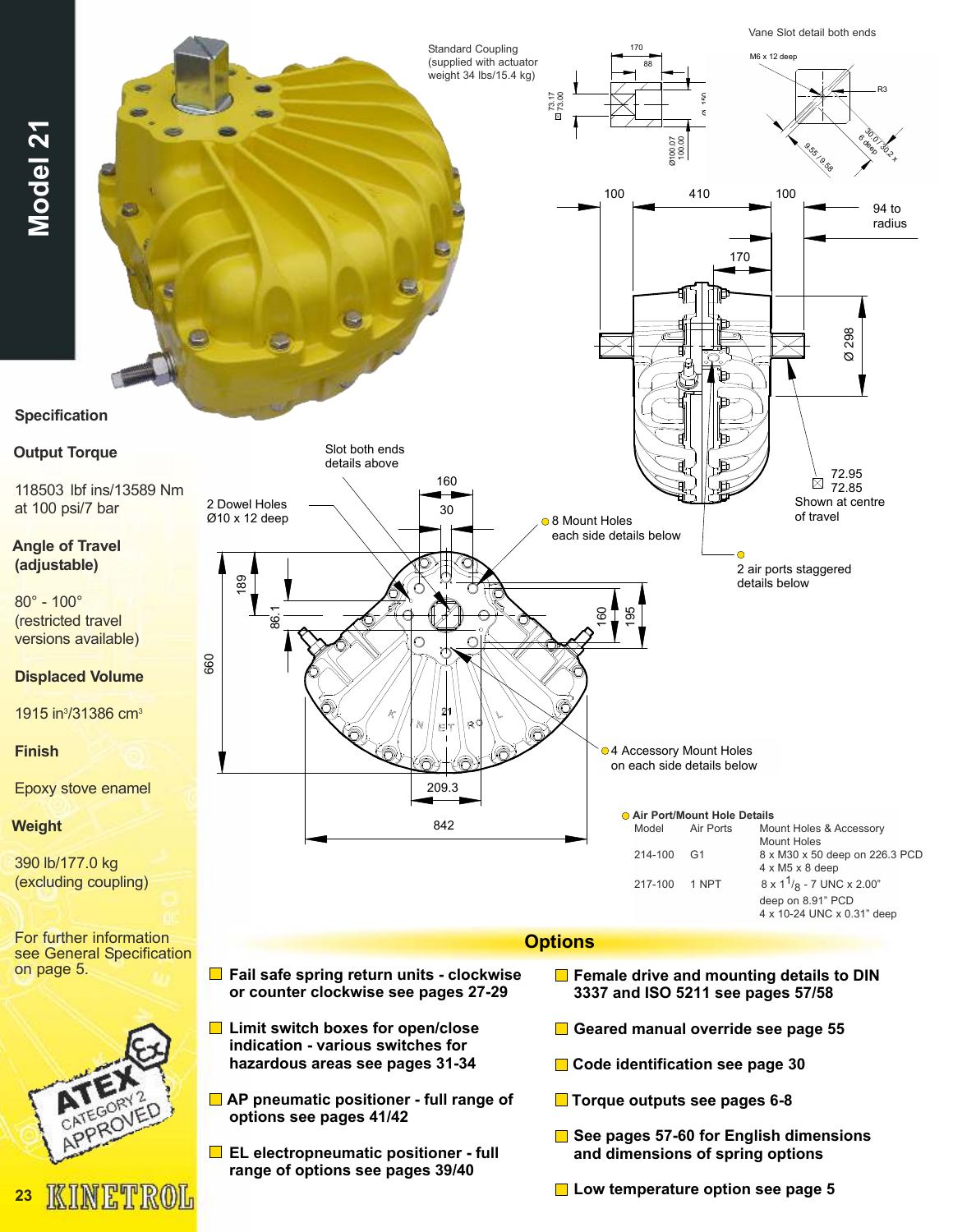# Model 21

## Specification

**Output Torque**

118503 lbf ins/13589 Nm at 100 psi/7 bar

**Angle of Travel (adjustable)**

80° - 100° (restricted travel versions available)

**Displaced Volume**

1915 in³/31386 cm³

**Finish**

Epoxy stove enamel

**Weight**

390 lb/177.0 kg (excluding coupling)

For further information see General Specification on page 5.

Standard Coupling (supplied with actuator weight 34 lbs/15.4 kg)

Vane Slot detail both ends

M6 x 12 deep

R3

30.07 / 30.2 x 6 deep

9.55 / 9.58

170

88

73.17
73.00

Ø100.07
100.00

Ø 150

100 410 100

94 to radius

170

Ø 298

72.95
72.85
Shown at centre of travel

2 air ports staggered details below

Slot both ends details above

2 Dowel Holes Ø10 x 12 deep

160

30

8 Mount Holes each side details below

189

86.1

660

160

195

209.3

842

4 Accessory Mount Holes on each side details below

**Air Port/Mount Hole Details**

| Model | Air Ports | Mount Holes & Accessory Mount Holes |
|---|---|---|
| 214-100 | G1 | 8 x M30 x 50 deep on 226.3 PCD<br>4 x M5 x 8 deep |
| 217-100 | 1 NPT | 8 x 1 1/8 - 7 UNC x 2.00" deep on 8.91" PCD<br>4 x 10-24 UNC x 0.31" deep |

## Options

- **Fail safe spring return units - clockwise or counter clockwise see pages 27-29**
- **Limit switch boxes for open/close indication - various switches for hazardous areas see pages 31-34**
- **AP pneumatic positioner - full range of options see pages 41/42**
- **EL electropneumatic positioner - full range of options see pages 39/40**
- **Female drive and mounting details to DIN 3337 and ISO 5211 see pages 57/58**
- **Geared manual override see page 55**
- **Code identification see page 30**
- **Torque outputs see pages 6-8**
- **See pages 57-60 for English dimensions and dimensions of spring options**
- **Low temperature option see page 5**

ATEX CATEGORY 2 APPROVED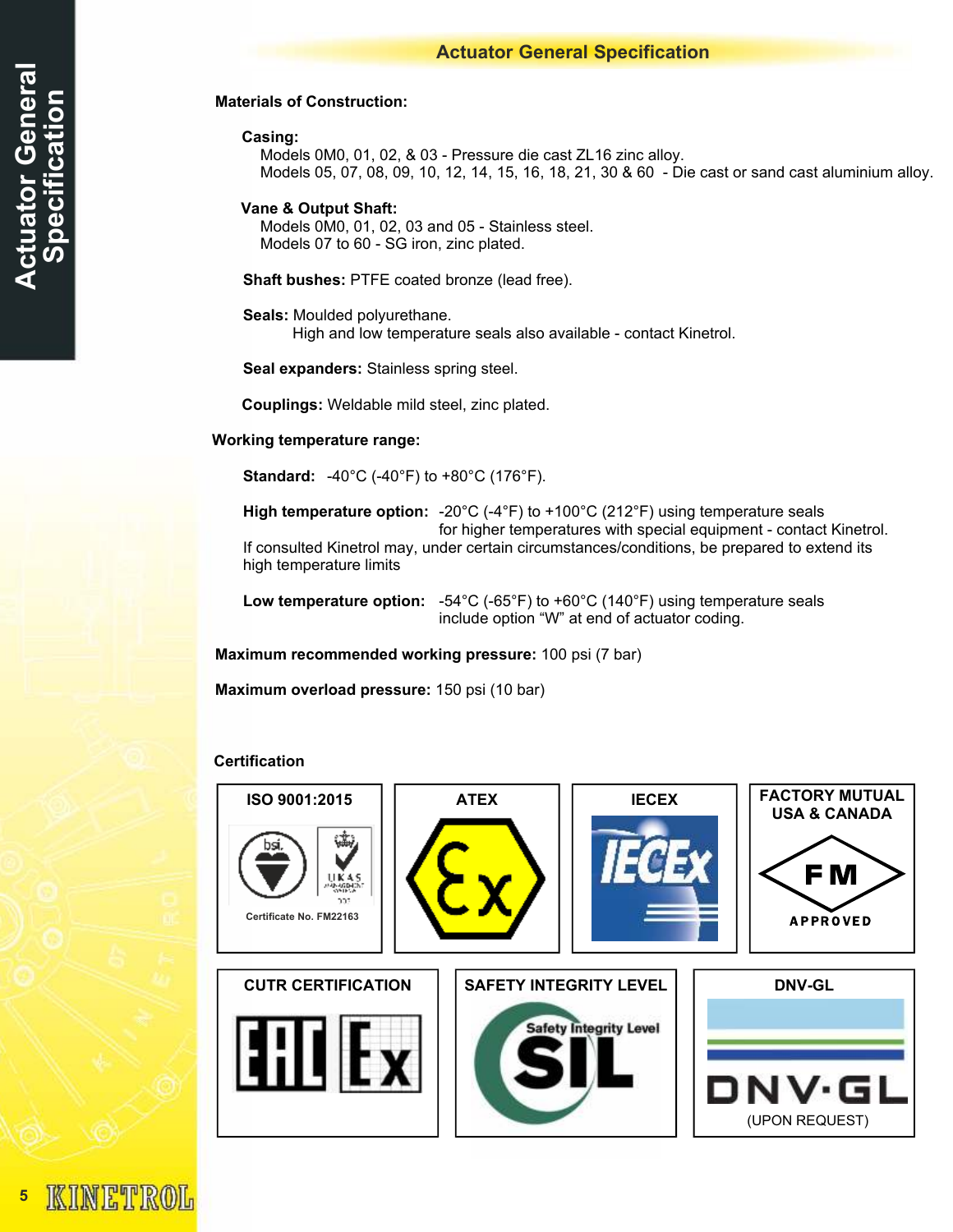# Actuator General Specification

## Materials of Construction:

**Casing:**
Models 0M0, 01, 02, & 03 - Pressure die cast ZL16 zinc alloy.
Models 05, 07, 08, 09, 10, 12, 14, 15, 16, 18, 21, 30 & 60 - Die cast or sand cast aluminium alloy.

**Vane & Output Shaft:**
Models 0M0, 01, 02, 03 and 05 - Stainless steel.
Models 07 to 60 - SG iron, zinc plated.

**Shaft bushes:** PTFE coated bronze (lead free).

**Seals:** Moulded polyurethane.
High and low temperature seals also available - contact Kinetrol.

**Seal expanders:** Stainless spring steel.

**Couplings:** Weldable mild steel, zinc plated.

## Working temperature range:

**Standard:** -40°C (-40°F) to +80°C (176°F).

**High temperature option:** -20°C (-4°F) to +100°C (212°F) using temperature seals for higher temperatures with special equipment - contact Kinetrol.
If consulted Kinetrol may, under certain circumstances/conditions, be prepared to extend its high temperature limits

**Low temperature option:** -54°C (-65°F) to +60°C (140°F) using temperature seals include option “W” at end of actuator coding.

**Maximum recommended working pressure:** 100 psi (7 bar)

**Maximum overload pressure:** 150 psi (10 bar)

## Certification

| ISO 9001:2015 | ATEX | IECEX | FACTORY MUTUAL USA & CANADA |
|---|---|---|---|
| Certificate No. FM22163 | | | FM APPROVED |

| CUTR CERTIFICATION | SAFETY INTEGRITY LEVEL | DNV-GL |
|---|---|---|
| | Safety Integrity Level SIL | DNV·GL (UPON REQUEST) |